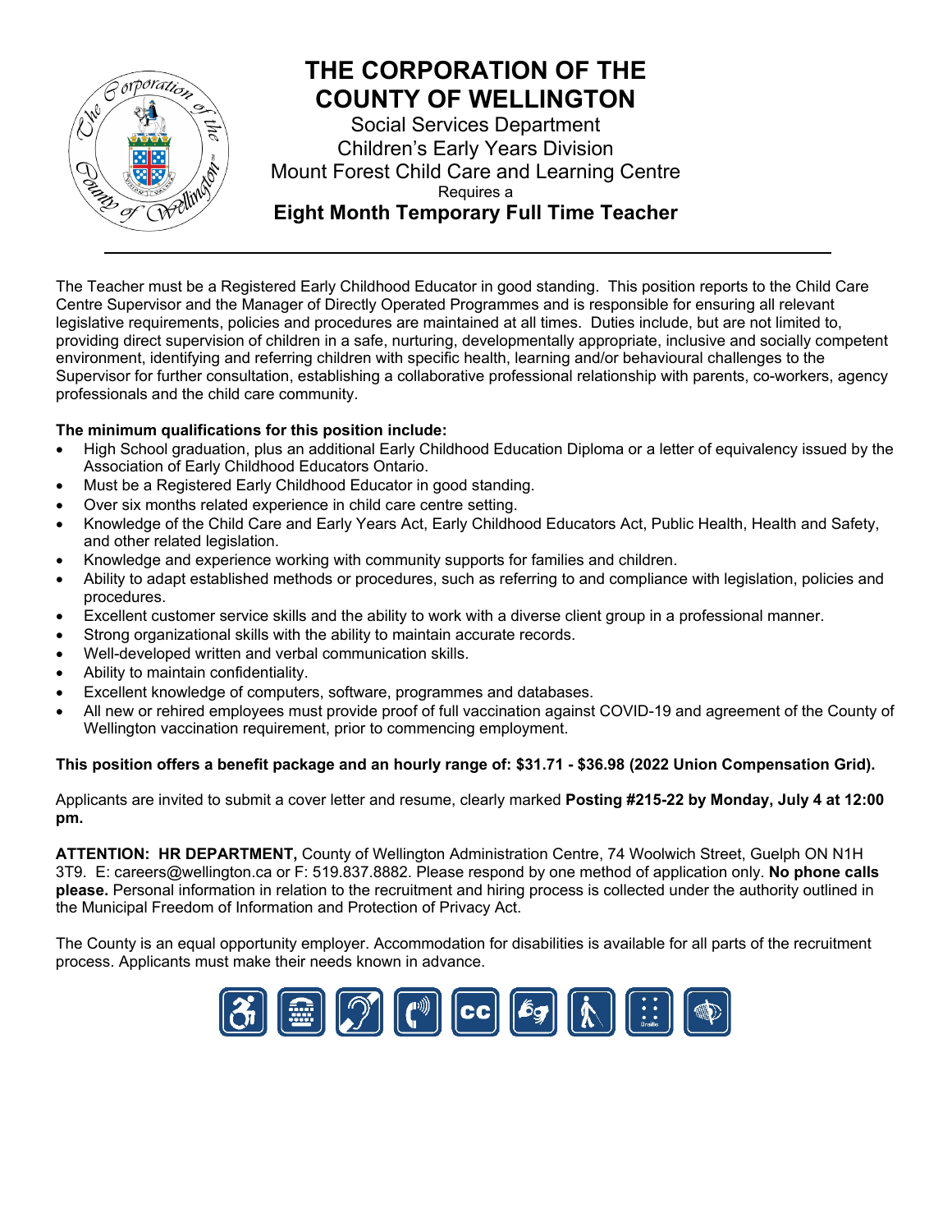# THE CORPORATION OF THE COUNTY OF WELLINGTON

Social Services Department
Children's Early Years Division
Mount Forest Child Care and Learning Centre
Requires a

## Eight Month Temporary Full Time Teacher

---

The Teacher must be a Registered Early Childhood Educator in good standing. This position reports to the Child Care Centre Supervisor and the Manager of Directly Operated Programmes and is responsible for ensuring all relevant legislative requirements, policies and procedures are maintained at all times. Duties include, but are not limited to, providing direct supervision of children in a safe, nurturing, developmentally appropriate, inclusive and socially competent environment, identifying and referring children with specific health, learning and/or behavioural challenges to the Supervisor for further consultation, establishing a collaborative professional relationship with parents, co-workers, agency professionals and the child care community.

**The minimum qualifications for this position include:**

- High School graduation, plus an additional Early Childhood Education Diploma or a letter of equivalency issued by the Association of Early Childhood Educators Ontario.
- Must be a Registered Early Childhood Educator in good standing.
- Over six months related experience in child care centre setting.
- Knowledge of the Child Care and Early Years Act, Early Childhood Educators Act, Public Health, Health and Safety, and other related legislation.
- Knowledge and experience working with community supports for families and children.
- Ability to adapt established methods or procedures, such as referring to and compliance with legislation, policies and procedures.
- Excellent customer service skills and the ability to work with a diverse client group in a professional manner.
- Strong organizational skills with the ability to maintain accurate records.
- Well-developed written and verbal communication skills.
- Ability to maintain confidentiality.
- Excellent knowledge of computers, software, programmes and databases.
- All new or rehired employees must provide proof of full vaccination against COVID-19 and agreement of the County of Wellington vaccination requirement, prior to commencing employment.

**This position offers a benefit package and an hourly range of: $31.71 - $36.98 (2022 Union Compensation Grid).**

Applicants are invited to submit a cover letter and resume, clearly marked **Posting #215-22 by Monday, July 4 at 12:00 pm.**

**ATTENTION: HR DEPARTMENT,** County of Wellington Administration Centre, 74 Woolwich Street, Guelph ON N1H 3T9. E: careers@wellington.ca or F: 519.837.8882. Please respond by one method of application only. **No phone calls please.** Personal information in relation to the recruitment and hiring process is collected under the authority outlined in the Municipal Freedom of Information and Protection of Privacy Act.

The County is an equal opportunity employer. Accommodation for disabilities is available for all parts of the recruitment process. Applicants must make their needs known in advance.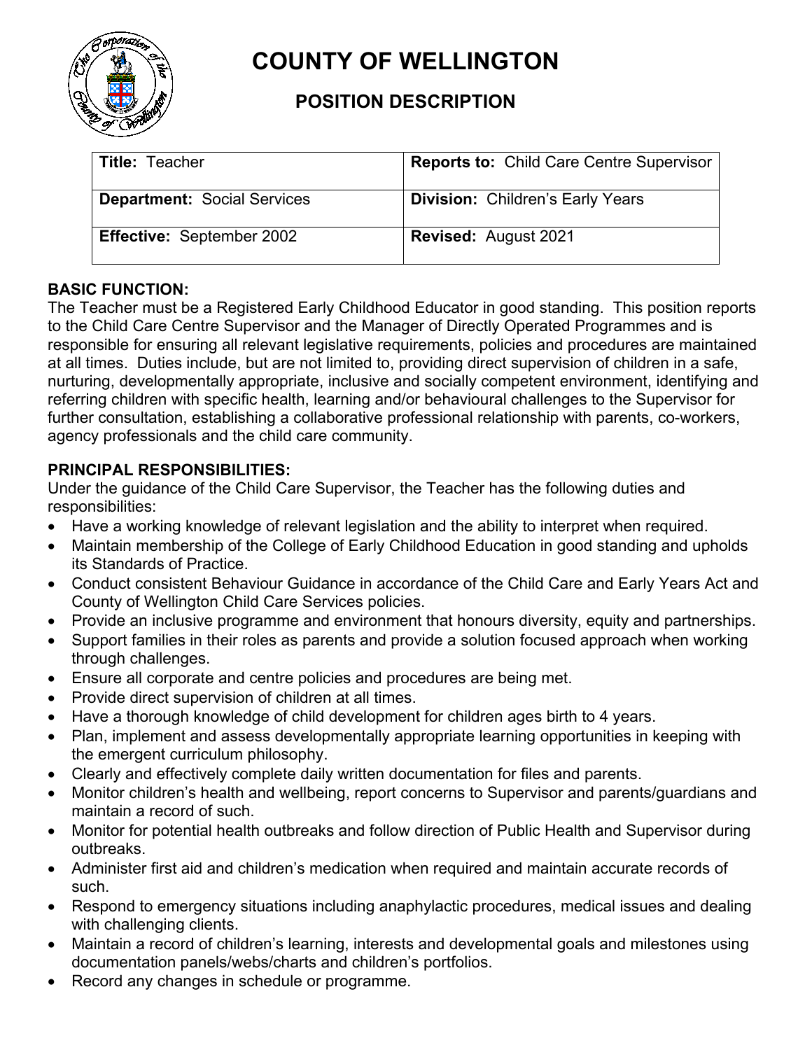# COUNTY OF WELLINGTON

## POSITION DESCRIPTION

| **Title:** Teacher | **Reports to:** Child Care Centre Supervisor |
|---|---|
| **Department:** Social Services | **Division:** Children's Early Years |
| **Effective:** September 2002 | **Revised:** August 2021 |

**BASIC FUNCTION:**

The Teacher must be a Registered Early Childhood Educator in good standing. This position reports to the Child Care Centre Supervisor and the Manager of Directly Operated Programmes and is responsible for ensuring all relevant legislative requirements, policies and procedures are maintained at all times. Duties include, but are not limited to, providing direct supervision of children in a safe, nurturing, developmentally appropriate, inclusive and socially competent environment, identifying and referring children with specific health, learning and/or behavioural challenges to the Supervisor for further consultation, establishing a collaborative professional relationship with parents, co-workers, agency professionals and the child care community.

**PRINCIPAL RESPONSIBILITIES:**

Under the guidance of the Child Care Supervisor, the Teacher has the following duties and responsibilities:

- Have a working knowledge of relevant legislation and the ability to interpret when required.
- Maintain membership of the College of Early Childhood Education in good standing and upholds its Standards of Practice.
- Conduct consistent Behaviour Guidance in accordance of the Child Care and Early Years Act and County of Wellington Child Care Services policies.
- Provide an inclusive programme and environment that honours diversity, equity and partnerships.
- Support families in their roles as parents and provide a solution focused approach when working through challenges.
- Ensure all corporate and centre policies and procedures are being met.
- Provide direct supervision of children at all times.
- Have a thorough knowledge of child development for children ages birth to 4 years.
- Plan, implement and assess developmentally appropriate learning opportunities in keeping with the emergent curriculum philosophy.
- Clearly and effectively complete daily written documentation for files and parents.
- Monitor children's health and wellbeing, report concerns to Supervisor and parents/guardians and maintain a record of such.
- Monitor for potential health outbreaks and follow direction of Public Health and Supervisor during outbreaks.
- Administer first aid and children's medication when required and maintain accurate records of such.
- Respond to emergency situations including anaphylactic procedures, medical issues and dealing with challenging clients.
- Maintain a record of children's learning, interests and developmental goals and milestones using documentation panels/webs/charts and children's portfolios.
- Record any changes in schedule or programme.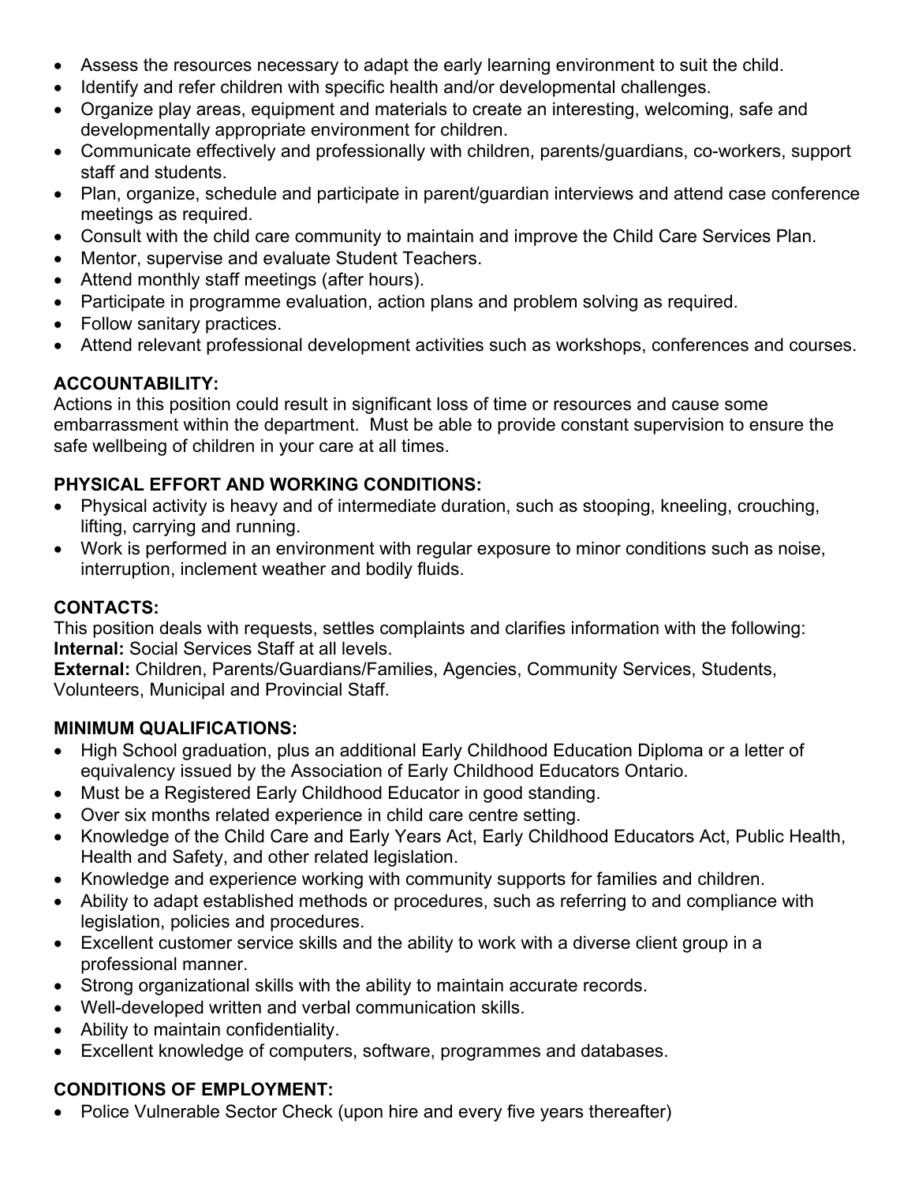- Assess the resources necessary to adapt the early learning environment to suit the child.
- Identify and refer children with specific health and/or developmental challenges.
- Organize play areas, equipment and materials to create an interesting, welcoming, safe and developmentally appropriate environment for children.
- Communicate effectively and professionally with children, parents/guardians, co-workers, support staff and students.
- Plan, organize, schedule and participate in parent/guardian interviews and attend case conference meetings as required.
- Consult with the child care community to maintain and improve the Child Care Services Plan.
- Mentor, supervise and evaluate Student Teachers.
- Attend monthly staff meetings (after hours).
- Participate in programme evaluation, action plans and problem solving as required.
- Follow sanitary practices.
- Attend relevant professional development activities such as workshops, conferences and courses.

**ACCOUNTABILITY:**
Actions in this position could result in significant loss of time or resources and cause some embarrassment within the department. Must be able to provide constant supervision to ensure the safe wellbeing of children in your care at all times.

**PHYSICAL EFFORT AND WORKING CONDITIONS:**

- Physical activity is heavy and of intermediate duration, such as stooping, kneeling, crouching, lifting, carrying and running.
- Work is performed in an environment with regular exposure to minor conditions such as noise, interruption, inclement weather and bodily fluids.

**CONTACTS:**
This position deals with requests, settles complaints and clarifies information with the following:
**Internal:** Social Services Staff at all levels.
**External:** Children, Parents/Guardians/Families, Agencies, Community Services, Students, Volunteers, Municipal and Provincial Staff.

**MINIMUM QUALIFICATIONS:**

- High School graduation, plus an additional Early Childhood Education Diploma or a letter of equivalency issued by the Association of Early Childhood Educators Ontario.
- Must be a Registered Early Childhood Educator in good standing.
- Over six months related experience in child care centre setting.
- Knowledge of the Child Care and Early Years Act, Early Childhood Educators Act, Public Health, Health and Safety, and other related legislation.
- Knowledge and experience working with community supports for families and children.
- Ability to adapt established methods or procedures, such as referring to and compliance with legislation, policies and procedures.
- Excellent customer service skills and the ability to work with a diverse client group in a professional manner.
- Strong organizational skills with the ability to maintain accurate records.
- Well-developed written and verbal communication skills.
- Ability to maintain confidentiality.
- Excellent knowledge of computers, software, programmes and databases.

**CONDITIONS OF EMPLOYMENT:**

- Police Vulnerable Sector Check (upon hire and every five years thereafter)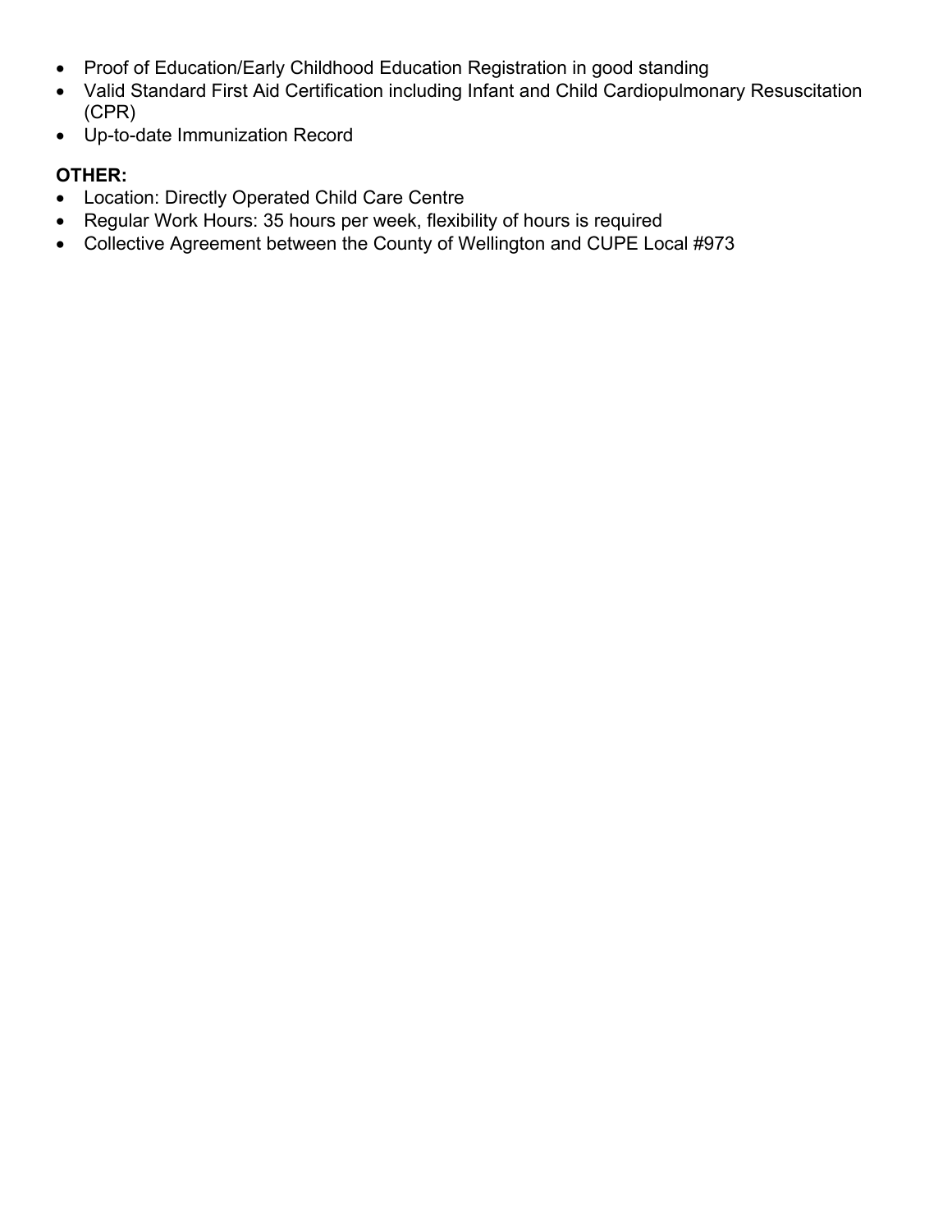- Proof of Education/Early Childhood Education Registration in good standing
- Valid Standard First Aid Certification including Infant and Child Cardiopulmonary Resuscitation (CPR)
- Up-to-date Immunization Record

**OTHER:**

- Location: Directly Operated Child Care Centre
- Regular Work Hours: 35 hours per week, flexibility of hours is required
- Collective Agreement between the County of Wellington and CUPE Local #973